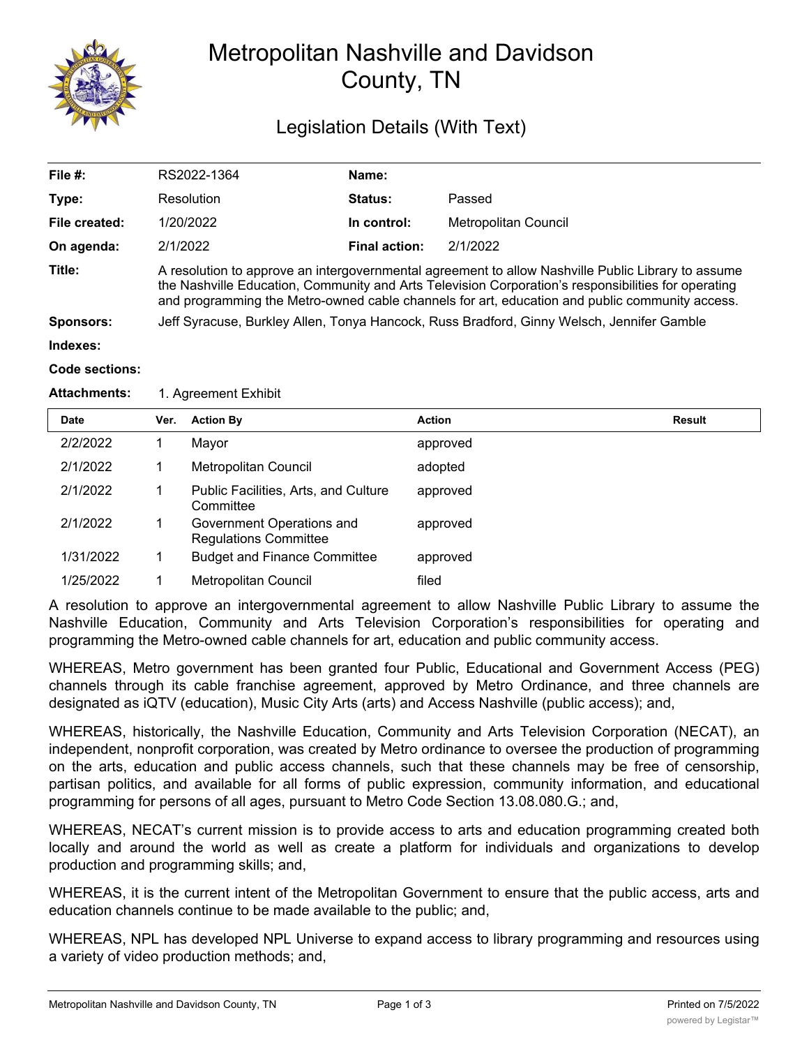# Metropolitan Nashville and Davidson County, TN

## Legislation Details (With Text)

| | | | |
|---|---|---|---|
| **File #:** | RS2022-1364 | **Name:** | |
| **Type:** | Resolution | **Status:** | Passed |
| **File created:** | 1/20/2022 | **In control:** | Metropolitan Council |
| **On agenda:** | 2/1/2022 | **Final action:** | 2/1/2022 |

**Title:** A resolution to approve an intergovernmental agreement to allow Nashville Public Library to assume the Nashville Education, Community and Arts Television Corporation's responsibilities for operating and programming the Metro-owned cable channels for art, education and public community access.

**Sponsors:** Jeff Syracuse, Burkley Allen, Tonya Hancock, Russ Bradford, Ginny Welsch, Jennifer Gamble

**Indexes:**

**Code sections:**

**Attachments:** 1. Agreement Exhibit

| Date | Ver. | Action By | Action | Result |
|---|---|---|---|---|
| 2/2/2022 | 1 | Mayor | approved | |
| 2/1/2022 | 1 | Metropolitan Council | adopted | |
| 2/1/2022 | 1 | Public Facilities, Arts, and Culture Committee | approved | |
| 2/1/2022 | 1 | Government Operations and Regulations Committee | approved | |
| 1/31/2022 | 1 | Budget and Finance Committee | approved | |
| 1/25/2022 | 1 | Metropolitan Council | filed | |

A resolution to approve an intergovernmental agreement to allow Nashville Public Library to assume the Nashville Education, Community and Arts Television Corporation's responsibilities for operating and programming the Metro-owned cable channels for art, education and public community access.

WHEREAS, Metro government has been granted four Public, Educational and Government Access (PEG) channels through its cable franchise agreement, approved by Metro Ordinance, and three channels are designated as iQTV (education), Music City Arts (arts) and Access Nashville (public access); and,

WHEREAS, historically, the Nashville Education, Community and Arts Television Corporation (NECAT), an independent, nonprofit corporation, was created by Metro ordinance to oversee the production of programming on the arts, education and public access channels, such that these channels may be free of censorship, partisan politics, and available for all forms of public expression, community information, and educational programming for persons of all ages, pursuant to Metro Code Section 13.08.080.G.; and,

WHEREAS, NECAT's current mission is to provide access to arts and education programming created both locally and around the world as well as create a platform for individuals and organizations to develop production and programming skills; and,

WHEREAS, it is the current intent of the Metropolitan Government to ensure that the public access, arts and education channels continue to be made available to the public; and,

WHEREAS, NPL has developed NPL Universe to expand access to library programming and resources using a variety of video production methods; and,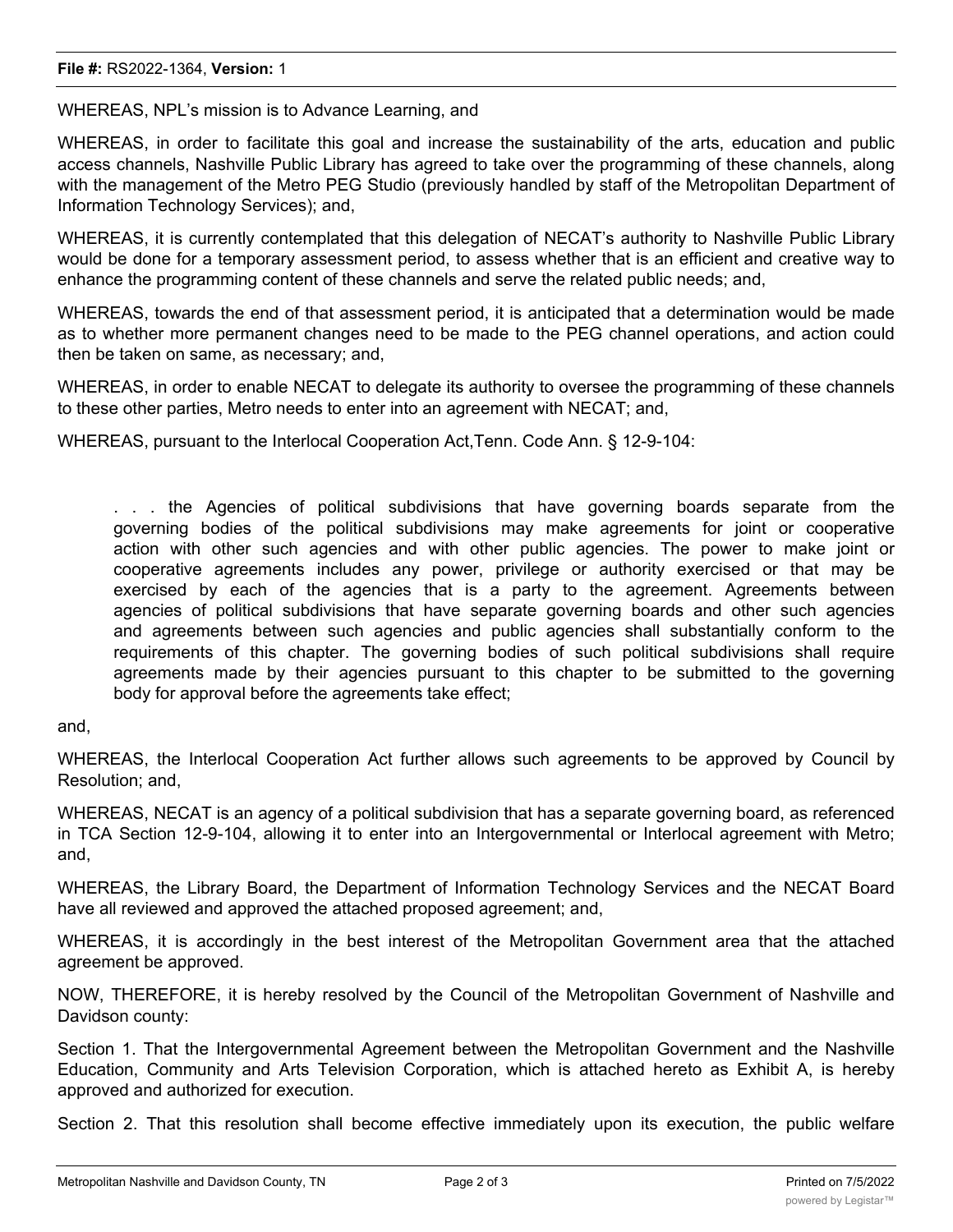WHEREAS, NPL's mission is to Advance Learning, and

WHEREAS, in order to facilitate this goal and increase the sustainability of the arts, education and public access channels, Nashville Public Library has agreed to take over the programming of these channels, along with the management of the Metro PEG Studio (previously handled by staff of the Metropolitan Department of Information Technology Services); and,

WHEREAS, it is currently contemplated that this delegation of NECAT's authority to Nashville Public Library would be done for a temporary assessment period, to assess whether that is an efficient and creative way to enhance the programming content of these channels and serve the related public needs; and,

WHEREAS, towards the end of that assessment period, it is anticipated that a determination would be made as to whether more permanent changes need to be made to the PEG channel operations, and action could then be taken on same, as necessary; and,

WHEREAS, in order to enable NECAT to delegate its authority to oversee the programming of these channels to these other parties, Metro needs to enter into an agreement with NECAT; and,

WHEREAS, pursuant to the Interlocal Cooperation Act,Tenn. Code Ann. § 12-9-104:

> . . . the Agencies of political subdivisions that have governing boards separate from the governing bodies of the political subdivisions may make agreements for joint or cooperative action with other such agencies and with other public agencies. The power to make joint or cooperative agreements includes any power, privilege or authority exercised or that may be exercised by each of the agencies that is a party to the agreement. Agreements between agencies of political subdivisions that have separate governing boards and other such agencies and agreements between such agencies and public agencies shall substantially conform to the requirements of this chapter. The governing bodies of such political subdivisions shall require agreements made by their agencies pursuant to this chapter to be submitted to the governing body for approval before the agreements take effect;

and,

WHEREAS, the Interlocal Cooperation Act further allows such agreements to be approved by Council by Resolution; and,

WHEREAS, NECAT is an agency of a political subdivision that has a separate governing board, as referenced in TCA Section 12-9-104, allowing it to enter into an Intergovernmental or Interlocal agreement with Metro; and,

WHEREAS, the Library Board, the Department of Information Technology Services and the NECAT Board have all reviewed and approved the attached proposed agreement; and,

WHEREAS, it is accordingly in the best interest of the Metropolitan Government area that the attached agreement be approved.

NOW, THEREFORE, it is hereby resolved by the Council of the Metropolitan Government of Nashville and Davidson county:

Section 1. That the Intergovernmental Agreement between the Metropolitan Government and the Nashville Education, Community and Arts Television Corporation, which is attached hereto as Exhibit A, is hereby approved and authorized for execution.

Section 2. That this resolution shall become effective immediately upon its execution, the public welfare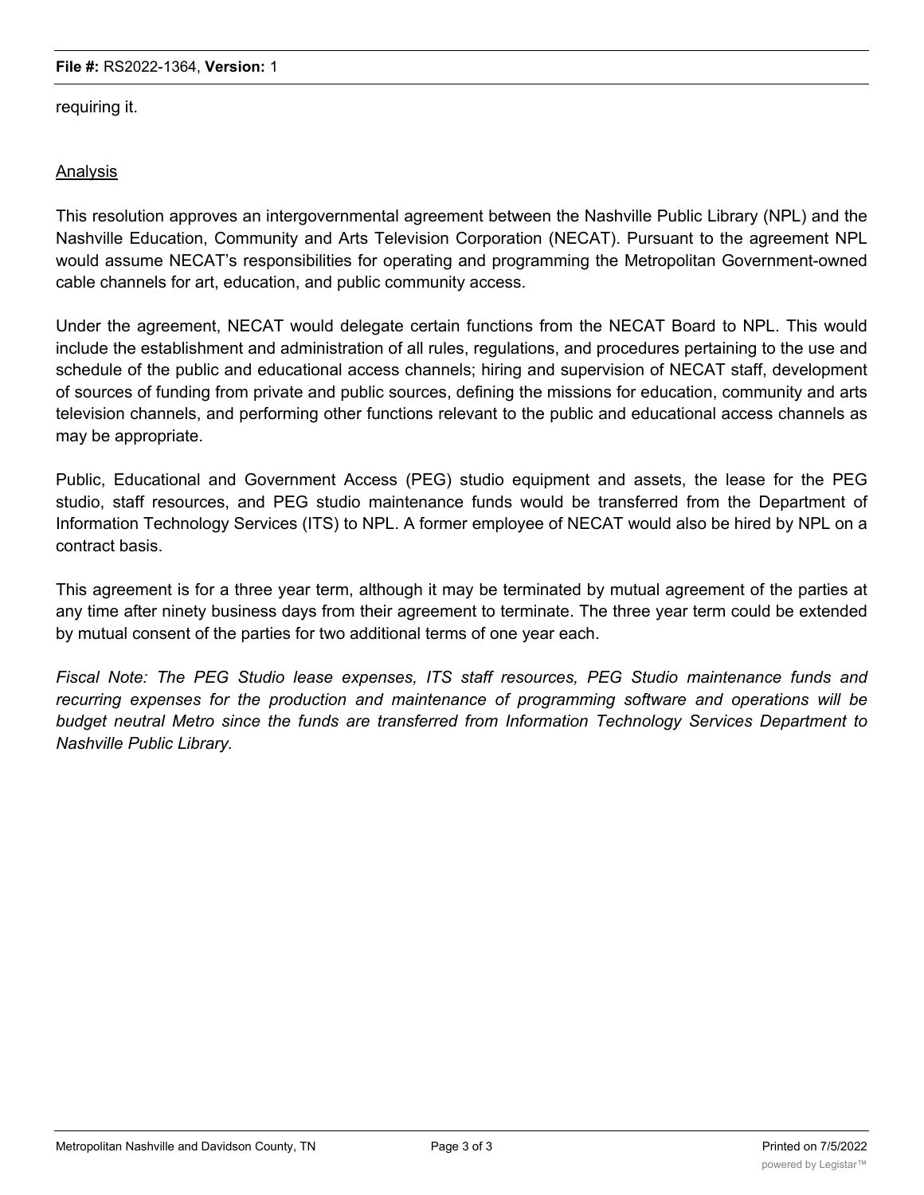requiring it.

Analysis

This resolution approves an intergovernmental agreement between the Nashville Public Library (NPL) and the Nashville Education, Community and Arts Television Corporation (NECAT). Pursuant to the agreement NPL would assume NECAT's responsibilities for operating and programming the Metropolitan Government-owned cable channels for art, education, and public community access.

Under the agreement, NECAT would delegate certain functions from the NECAT Board to NPL. This would include the establishment and administration of all rules, regulations, and procedures pertaining to the use and schedule of the public and educational access channels; hiring and supervision of NECAT staff, development of sources of funding from private and public sources, defining the missions for education, community and arts television channels, and performing other functions relevant to the public and educational access channels as may be appropriate.

Public, Educational and Government Access (PEG) studio equipment and assets, the lease for the PEG studio, staff resources, and PEG studio maintenance funds would be transferred from the Department of Information Technology Services (ITS) to NPL. A former employee of NECAT would also be hired by NPL on a contract basis.

This agreement is for a three year term, although it may be terminated by mutual agreement of the parties at any time after ninety business days from their agreement to terminate. The three year term could be extended by mutual consent of the parties for two additional terms of one year each.

*Fiscal Note: The PEG Studio lease expenses, ITS staff resources, PEG Studio maintenance funds and recurring expenses for the production and maintenance of programming software and operations will be budget neutral Metro since the funds are transferred from Information Technology Services Department to Nashville Public Library.*